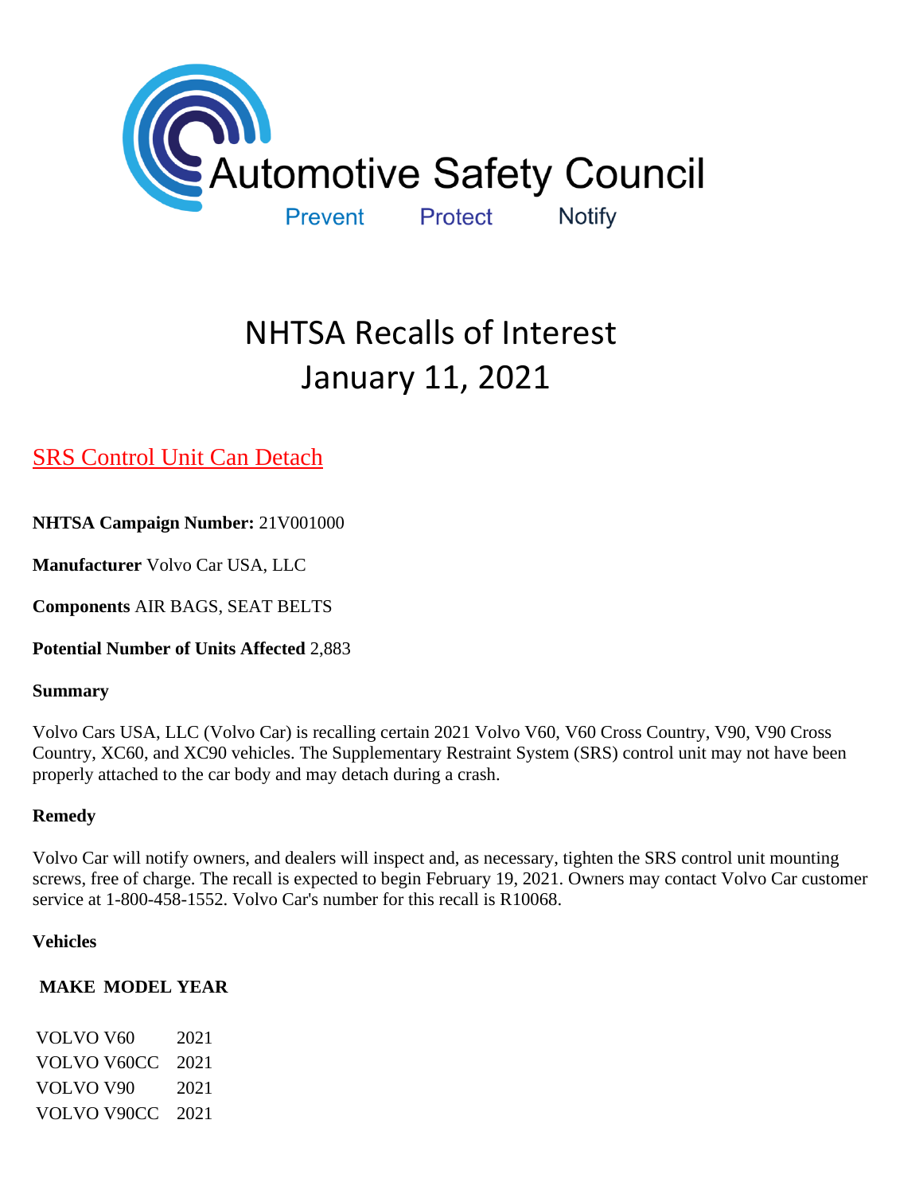Automotive Safety Council

Prevent Protect Notify

# NHTSA Recalls of Interest
# January 11, 2021

## SRS Control Unit Can Detach

**NHTSA Campaign Number:** 21V001000

**Manufacturer** Volvo Car USA, LLC

**Components** AIR BAGS, SEAT BELTS

**Potential Number of Units Affected** 2,883

**Summary**

Volvo Cars USA, LLC (Volvo Car) is recalling certain 2021 Volvo V60, V60 Cross Country, V90, V90 Cross Country, XC60, and XC90 vehicles. The Supplementary Restraint System (SRS) control unit may not have been properly attached to the car body and may detach during a crash.

**Remedy**

Volvo Car will notify owners, and dealers will inspect and, as necessary, tighten the SRS control unit mounting screws, free of charge. The recall is expected to begin February 19, 2021. Owners may contact Volvo Car customer service at 1-800-458-1552. Volvo Car's number for this recall is R10068.

**Vehicles**

| MAKE | MODEL | YEAR |
|---|---|---|
| VOLVO | V60 | 2021 |
| VOLVO | V60CC | 2021 |
| VOLVO | V90 | 2021 |
| VOLVO | V90CC | 2021 |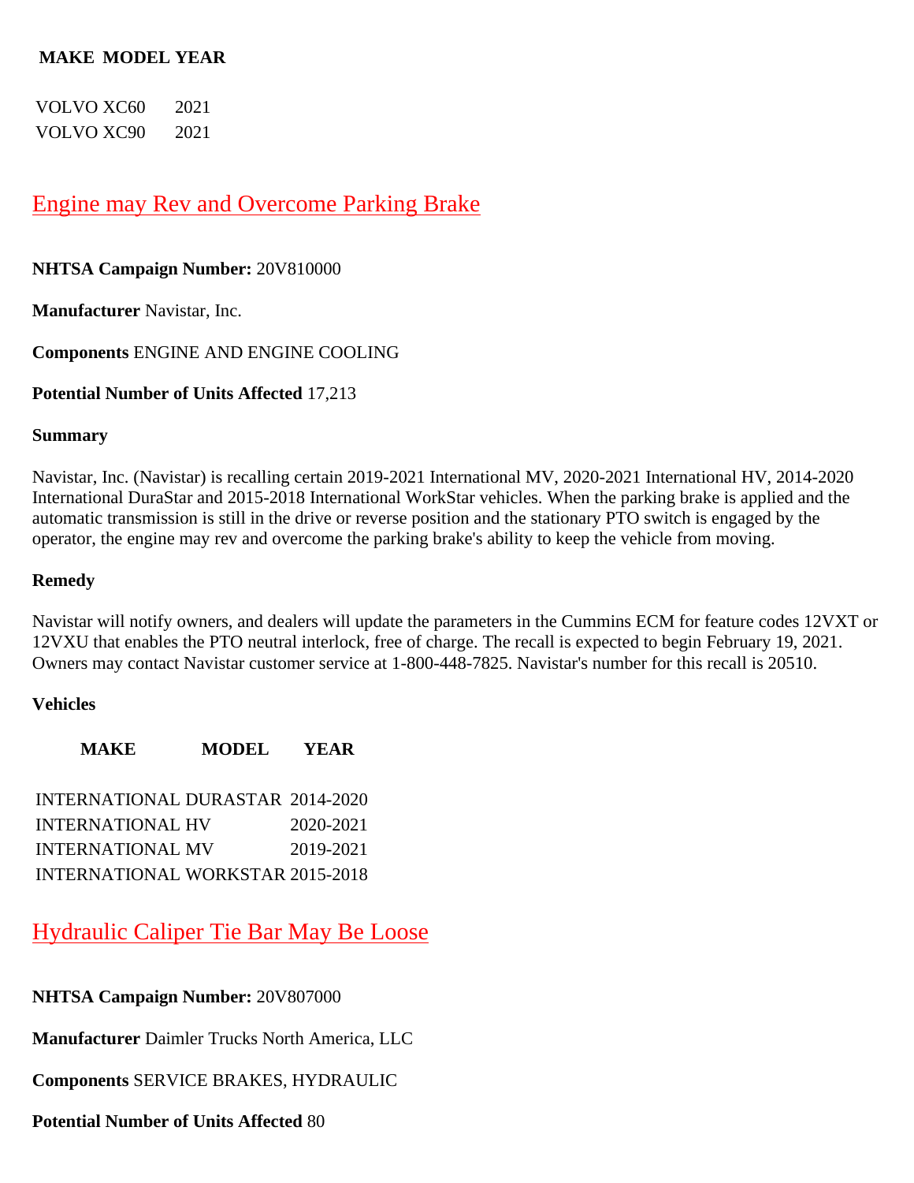| MAKE | MODEL | YEAR |
|---|---|---|
| VOLVO | XC60 | 2021 |
| VOLVO | XC90 | 2021 |

## Engine may Rev and Overcome Parking Brake

**NHTSA Campaign Number:** 20V810000

**Manufacturer** Navistar, Inc.

**Components** ENGINE AND ENGINE COOLING

**Potential Number of Units Affected** 17,213

**Summary**

Navistar, Inc. (Navistar) is recalling certain 2019-2021 International MV, 2020-2021 International HV, 2014-2020 International DuraStar and 2015-2018 International WorkStar vehicles. When the parking brake is applied and the automatic transmission is still in the drive or reverse position and the stationary PTO switch is engaged by the operator, the engine may rev and overcome the parking brake's ability to keep the vehicle from moving.

**Remedy**

Navistar will notify owners, and dealers will update the parameters in the Cummins ECM for feature codes 12VXT or 12VXU that enables the PTO neutral interlock, free of charge. The recall is expected to begin February 19, 2021. Owners may contact Navistar customer service at 1-800-448-7825. Navistar's number for this recall is 20510.

**Vehicles**

| MAKE | MODEL | YEAR |
|---|---|---|
| INTERNATIONAL | DURASTAR | 2014-2020 |
| INTERNATIONAL | HV | 2020-2021 |
| INTERNATIONAL | MV | 2019-2021 |
| INTERNATIONAL | WORKSTAR | 2015-2018 |

## Hydraulic Caliper Tie Bar May Be Loose

**NHTSA Campaign Number:** 20V807000

**Manufacturer** Daimler Trucks North America, LLC

**Components** SERVICE BRAKES, HYDRAULIC

**Potential Number of Units Affected** 80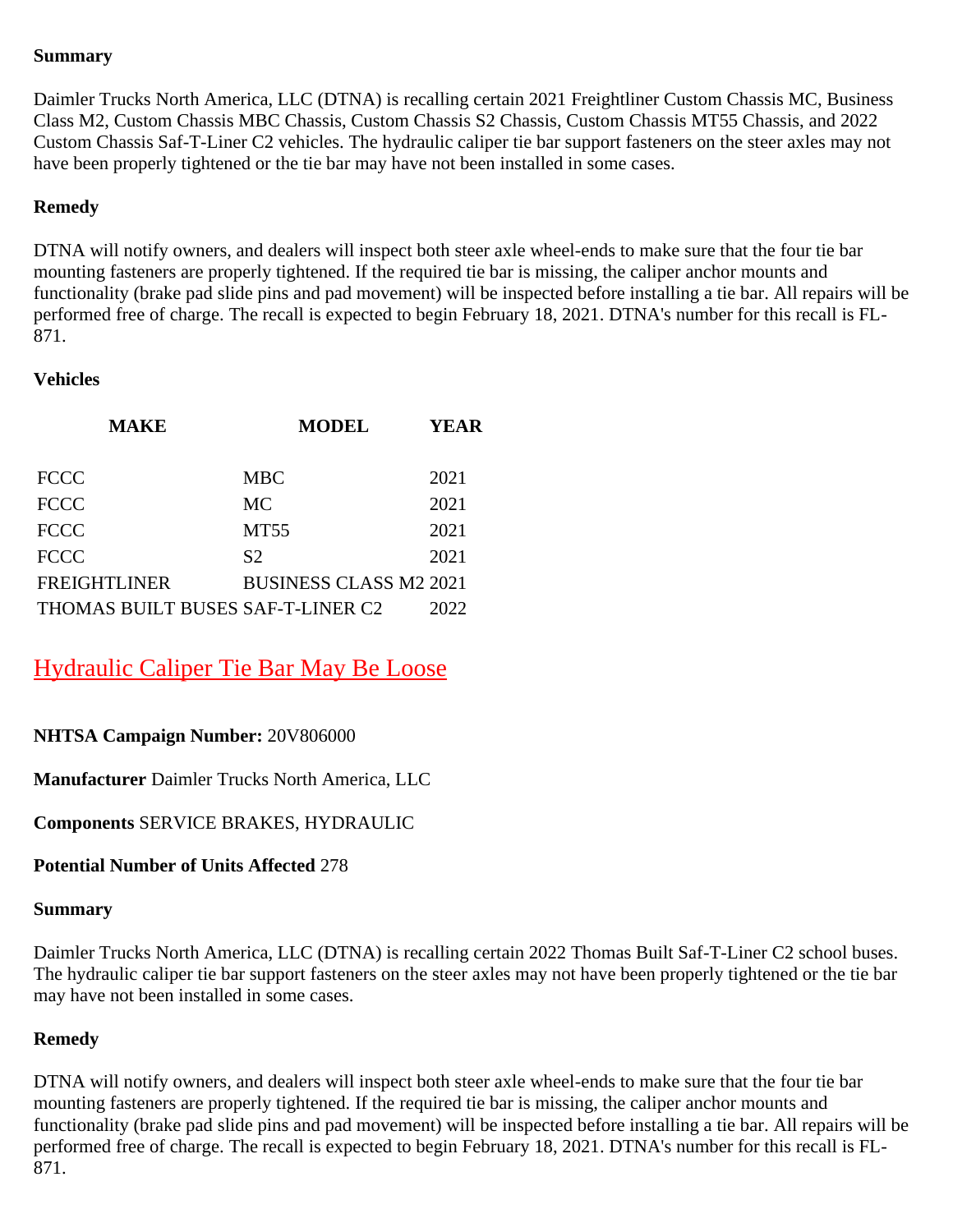**Summary**

Daimler Trucks North America, LLC (DTNA) is recalling certain 2021 Freightliner Custom Chassis MC, Business Class M2, Custom Chassis MBC Chassis, Custom Chassis S2 Chassis, Custom Chassis MT55 Chassis, and 2022 Custom Chassis Saf-T-Liner C2 vehicles. The hydraulic caliper tie bar support fasteners on the steer axles may not have been properly tightened or the tie bar may have not been installed in some cases.

**Remedy**

DTNA will notify owners, and dealers will inspect both steer axle wheel-ends to make sure that the four tie bar mounting fasteners are properly tightened. If the required tie bar is missing, the caliper anchor mounts and functionality (brake pad slide pins and pad movement) will be inspected before installing a tie bar. All repairs will be performed free of charge. The recall is expected to begin February 18, 2021. DTNA's number for this recall is FL-871.

**Vehicles**

| MAKE | MODEL | YEAR |
|---|---|---|
| FCCC | MBC | 2021 |
| FCCC | MC | 2021 |
| FCCC | MT55 | 2021 |
| FCCC | S2 | 2021 |
| FREIGHTLINER | BUSINESS CLASS M2 | 2021 |
| THOMAS BUILT BUSES | SAF-T-LINER C2 | 2022 |

## Hydraulic Caliper Tie Bar May Be Loose

**NHTSA Campaign Number:** 20V806000

**Manufacturer** Daimler Trucks North America, LLC

**Components** SERVICE BRAKES, HYDRAULIC

**Potential Number of Units Affected** 278

**Summary**

Daimler Trucks North America, LLC (DTNA) is recalling certain 2022 Thomas Built Saf-T-Liner C2 school buses. The hydraulic caliper tie bar support fasteners on the steer axles may not have been properly tightened or the tie bar may have not been installed in some cases.

**Remedy**

DTNA will notify owners, and dealers will inspect both steer axle wheel-ends to make sure that the four tie bar mounting fasteners are properly tightened. If the required tie bar is missing, the caliper anchor mounts and functionality (brake pad slide pins and pad movement) will be inspected before installing a tie bar. All repairs will be performed free of charge. The recall is expected to begin February 18, 2021. DTNA's number for this recall is FL-871.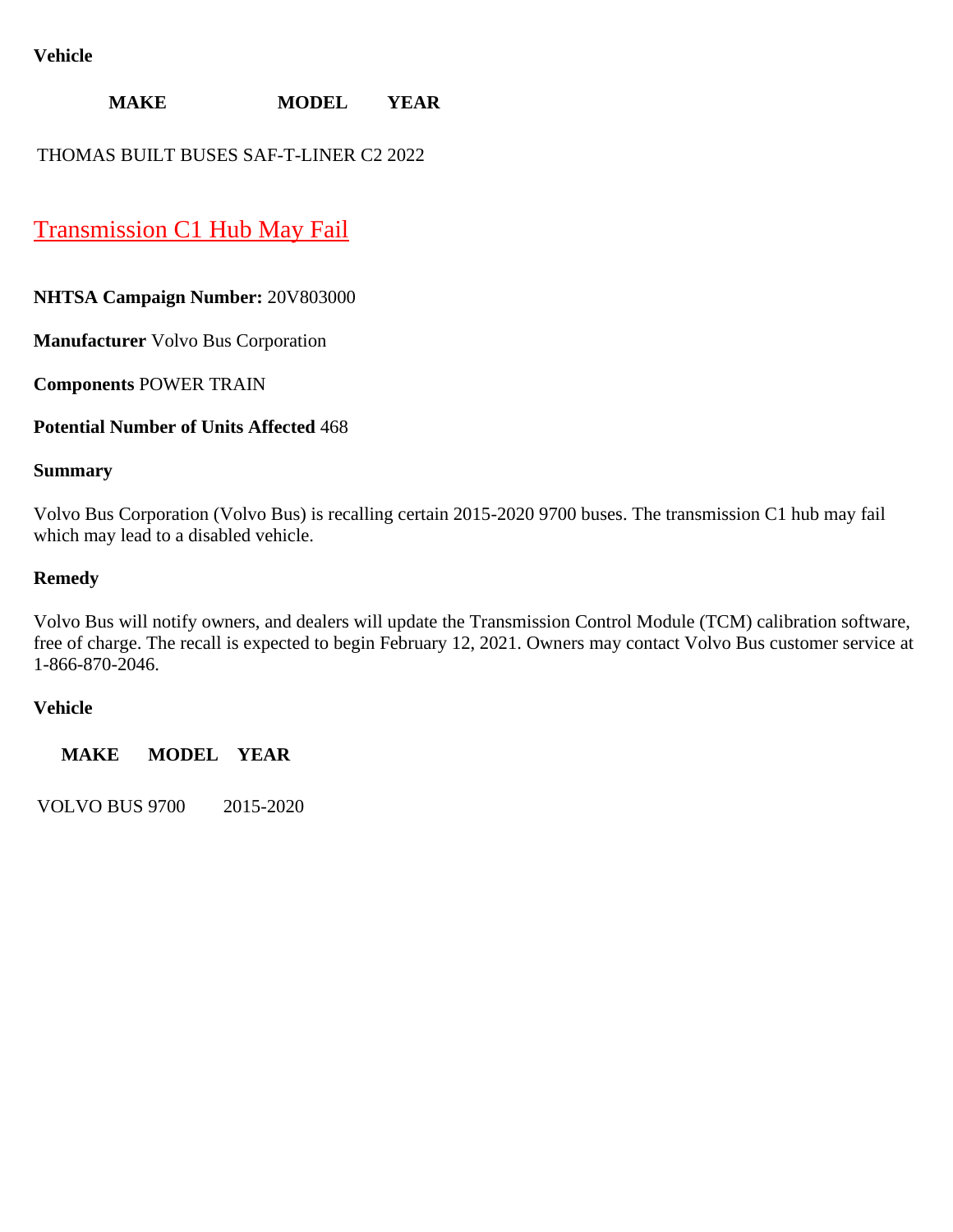**Vehicle**

| MAKE | MODEL | YEAR |
| --- | --- | --- |
| THOMAS BUILT BUSES | SAF-T-LINER C2 | 2022 |

## Transmission C1 Hub May Fail

**NHTSA Campaign Number:** 20V803000

**Manufacturer** Volvo Bus Corporation

**Components** POWER TRAIN

**Potential Number of Units Affected** 468

**Summary**

Volvo Bus Corporation (Volvo Bus) is recalling certain 2015-2020 9700 buses. The transmission C1 hub may fail which may lead to a disabled vehicle.

**Remedy**

Volvo Bus will notify owners, and dealers will update the Transmission Control Module (TCM) calibration software, free of charge. The recall is expected to begin February 12, 2021. Owners may contact Volvo Bus customer service at 1-866-870-2046.

**Vehicle**

| MAKE | MODEL | YEAR |
| --- | --- | --- |
| VOLVO BUS | 9700 | 2015-2020 |